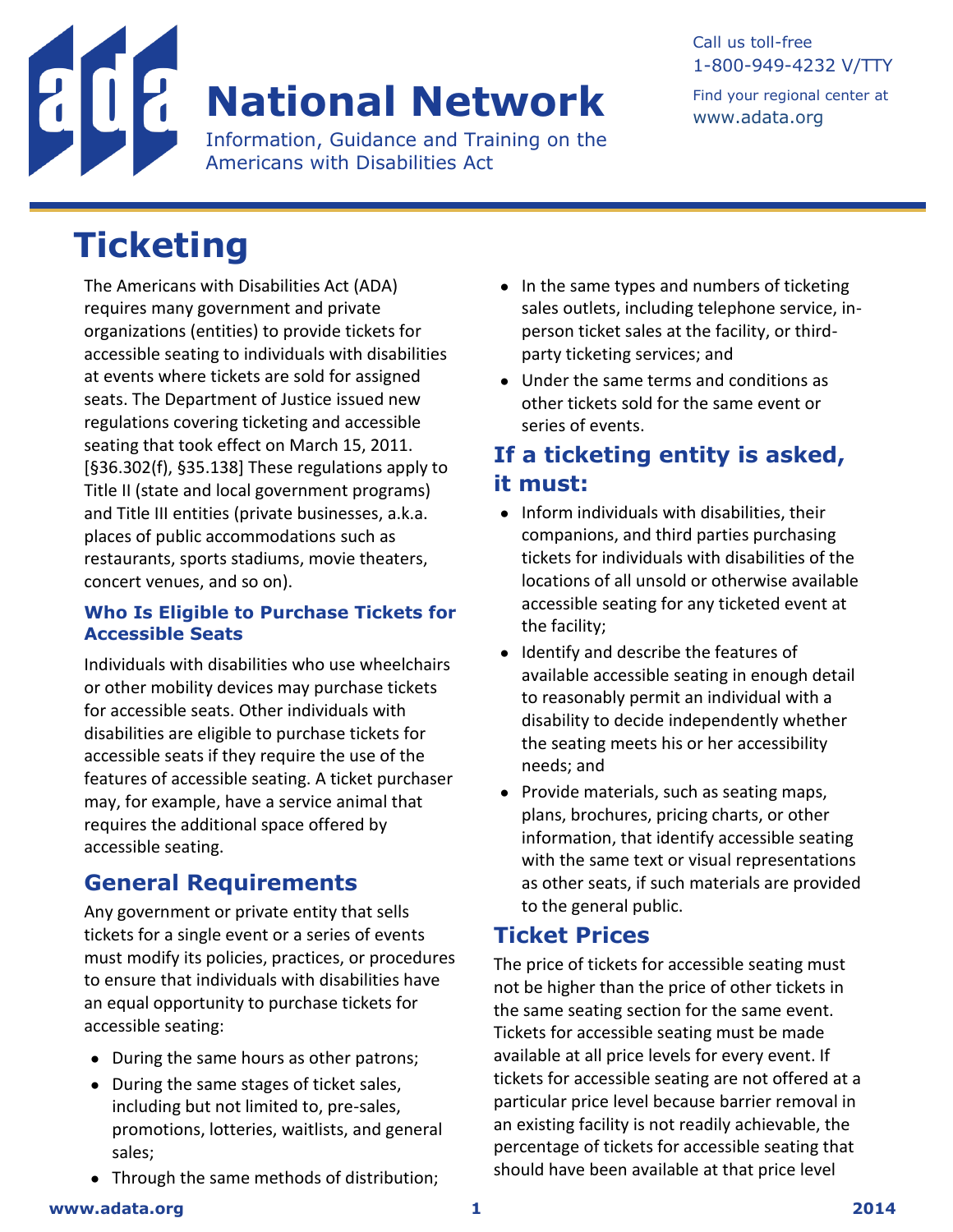# Ticketing

The Americans with Disabilities Act (ADA) requires many government and private organizations (entities) to provide tickets for accessible seating to individuals with disabilities at events where tickets are sold for assigned seats. The Department of Justice issued new regulations covering ticketing and accessible seating that took effect on March 15, 2011. [§36.302(f), §35.138] These regulations apply to Title II (state and local government programs) and Title III entities (private businesses, a.k.a. places of public accommodations such as restaurants, sports stadiums, movie theaters, concert venues, and so on).

### Who Is Eligible to Purchase Tickets for Accessible Seats

Individuals with disabilities who use wheelchairs or other mobility devices may purchase tickets for accessible seats. Other individuals with disabilities are eligible to purchase tickets for accessible seats if they require the use of the features of accessible seating. A ticket purchaser may, for example, have a service animal that requires the additional space offered by accessible seating.

## General Requirements

Any government or private entity that sells tickets for a single event or a series of events must modify its policies, practices, or procedures to ensure that individuals with disabilities have an equal opportunity to purchase tickets for accessible seating:

- During the same hours as other patrons;
- During the same stages of ticket sales, including but not limited to, pre-sales, promotions, lotteries, waitlists, and general sales;
- Through the same methods of distribution;
- In the same types and numbers of ticketing sales outlets, including telephone service, in-person ticket sales at the facility, or third-party ticketing services; and
- Under the same terms and conditions as other tickets sold for the same event or series of events.

## If a ticketing entity is asked, it must:

- Inform individuals with disabilities, their companions, and third parties purchasing tickets for individuals with disabilities of the locations of all unsold or otherwise available accessible seating for any ticketed event at the facility;
- Identify and describe the features of available accessible seating in enough detail to reasonably permit an individual with a disability to decide independently whether the seating meets his or her accessibility needs; and
- Provide materials, such as seating maps, plans, brochures, pricing charts, or other information, that identify accessible seating with the same text or visual representations as other seats, if such materials are provided to the general public.

## Ticket Prices

The price of tickets for accessible seating must not be higher than the price of other tickets in the same seating section for the same event. Tickets for accessible seating must be made available at all price levels for every event. If tickets for accessible seating are not offered at a particular price level because barrier removal in an existing facility is not readily achievable, the percentage of tickets for accessible seating that should have been available at that price level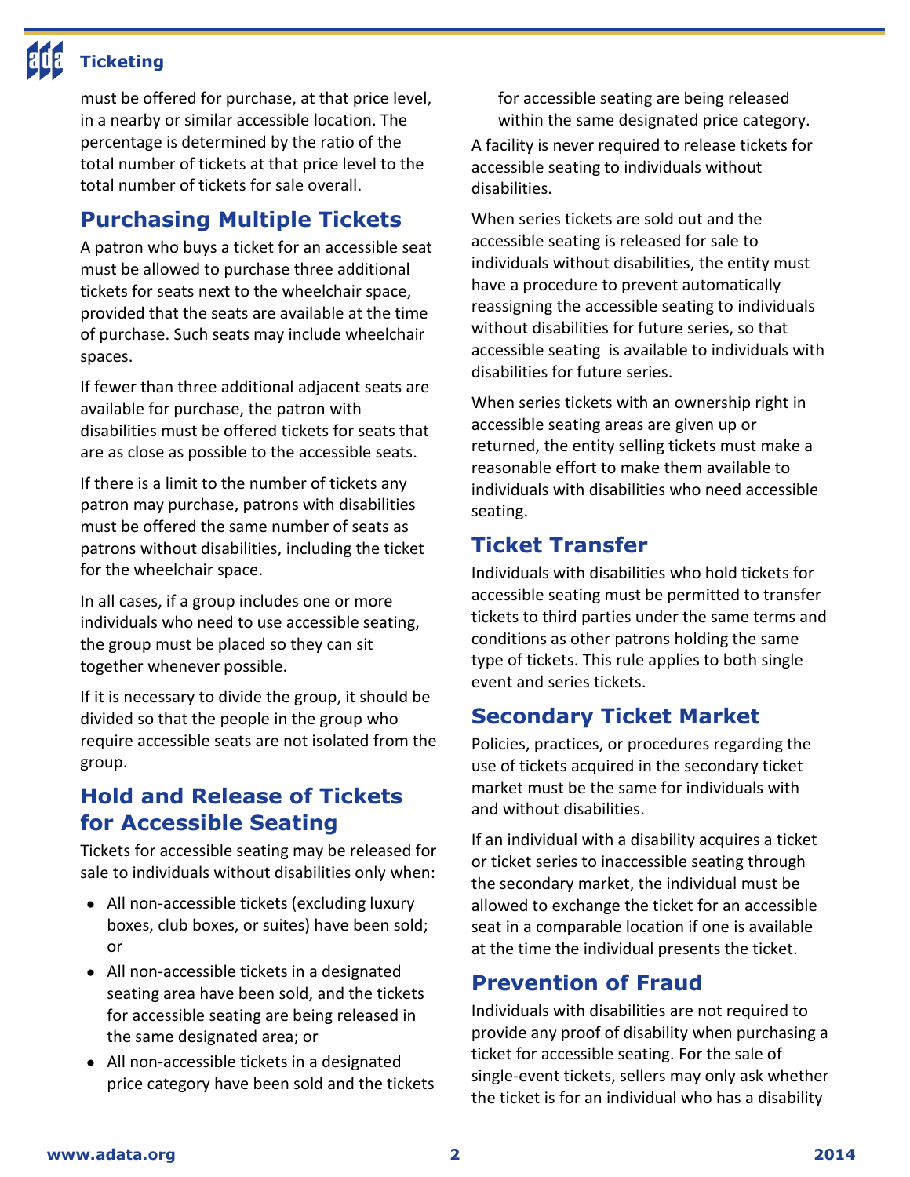must be offered for purchase, at that price level, in a nearby or similar accessible location. The percentage is determined by the ratio of the total number of tickets at that price level to the total number of tickets for sale overall.

## Purchasing Multiple Tickets

A patron who buys a ticket for an accessible seat must be allowed to purchase three additional tickets for seats next to the wheelchair space, provided that the seats are available at the time of purchase. Such seats may include wheelchair spaces.

If fewer than three additional adjacent seats are available for purchase, the patron with disabilities must be offered tickets for seats that are as close as possible to the accessible seats.

If there is a limit to the number of tickets any patron may purchase, patrons with disabilities must be offered the same number of seats as patrons without disabilities, including the ticket for the wheelchair space.

In all cases, if a group includes one or more individuals who need to use accessible seating, the group must be placed so they can sit together whenever possible.

If it is necessary to divide the group, it should be divided so that the people in the group who require accessible seats are not isolated from the group.

## Hold and Release of Tickets for Accessible Seating

Tickets for accessible seating may be released for sale to individuals without disabilities only when:

- All non-accessible tickets (excluding luxury boxes, club boxes, or suites) have been sold; or
- All non-accessible tickets in a designated seating area have been sold, and the tickets for accessible seating are being released in the same designated area; or
- All non-accessible tickets in a designated price category have been sold and the tickets for accessible seating are being released within the same designated price category.

A facility is never required to release tickets for accessible seating to individuals without disabilities.

When series tickets are sold out and the accessible seating is released for sale to individuals without disabilities, the entity must have a procedure to prevent automatically reassigning the accessible seating to individuals without disabilities for future series, so that accessible seating is available to individuals with disabilities for future series.

When series tickets with an ownership right in accessible seating areas are given up or returned, the entity selling tickets must make a reasonable effort to make them available to individuals with disabilities who need accessible seating.

## Ticket Transfer

Individuals with disabilities who hold tickets for accessible seating must be permitted to transfer tickets to third parties under the same terms and conditions as other patrons holding the same type of tickets. This rule applies to both single event and series tickets.

## Secondary Ticket Market

Policies, practices, or procedures regarding the use of tickets acquired in the secondary ticket market must be the same for individuals with and without disabilities.

If an individual with a disability acquires a ticket or ticket series to inaccessible seating through the secondary market, the individual must be allowed to exchange the ticket for an accessible seat in a comparable location if one is available at the time the individual presents the ticket.

## Prevention of Fraud

Individuals with disabilities are not required to provide any proof of disability when purchasing a ticket for accessible seating. For the sale of single-event tickets, sellers may only ask whether the ticket is for an individual who has a disability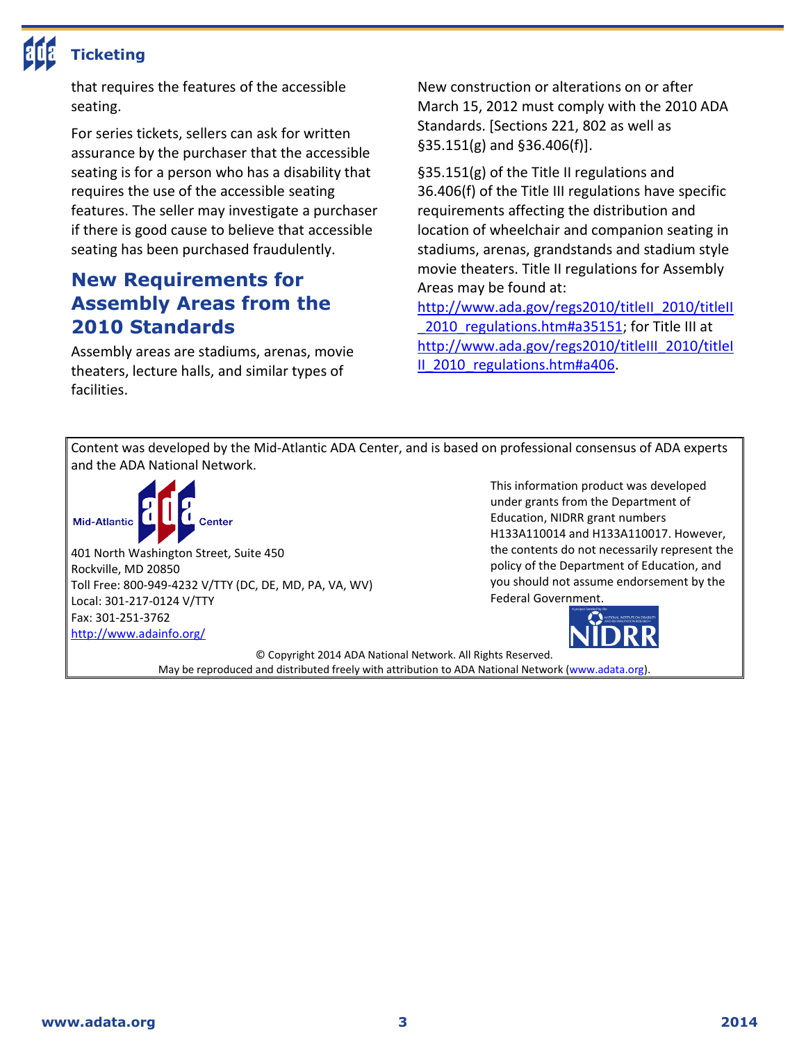that requires the features of the accessible seating.

For series tickets, sellers can ask for written assurance by the purchaser that the accessible seating is for a person who has a disability that requires the use of the accessible seating features. The seller may investigate a purchaser if there is good cause to believe that accessible seating has been purchased fraudulently.

## New Requirements for Assembly Areas from the 2010 Standards

Assembly areas are stadiums, arenas, movie theaters, lecture halls, and similar types of facilities.

New construction or alterations on or after March 15, 2012 must comply with the 2010 ADA Standards. [Sections 221, 802 as well as §35.151(g) and §36.406(f)].

§35.151(g) of the Title II regulations and 36.406(f) of the Title III regulations have specific requirements affecting the distribution and location of wheelchair and companion seating in stadiums, arenas, grandstands and stadium style movie theaters. Title II regulations for Assembly Areas may be found at: http://www.ada.gov/regs2010/titleII_2010/titleII_2010_regulations.htm#a35151; for Title III at http://www.ada.gov/regs2010/titleIII_2010/titleIII_2010_regulations.htm#a406.

---

Content was developed by the Mid-Atlantic ADA Center, and is based on professional consensus of ADA experts and the ADA National Network.

Mid-Atlantic ADA Center

401 North Washington Street, Suite 450
Rockville, MD 20850
Toll Free: 800-949-4232 V/TTY (DC, DE, MD, PA, VA, WV)
Local: 301-217-0124 V/TTY
Fax: 301-251-3762
http://www.adainfo.org/

This information product was developed under grants from the Department of Education, NIDRR grant numbers H133A110014 and H133A110017. However, the contents do not necessarily represent the policy of the Department of Education, and you should not assume endorsement by the Federal Government.

© Copyright 2014 ADA National Network. All Rights Reserved.
May be reproduced and distributed freely with attribution to ADA National Network (www.adata.org).